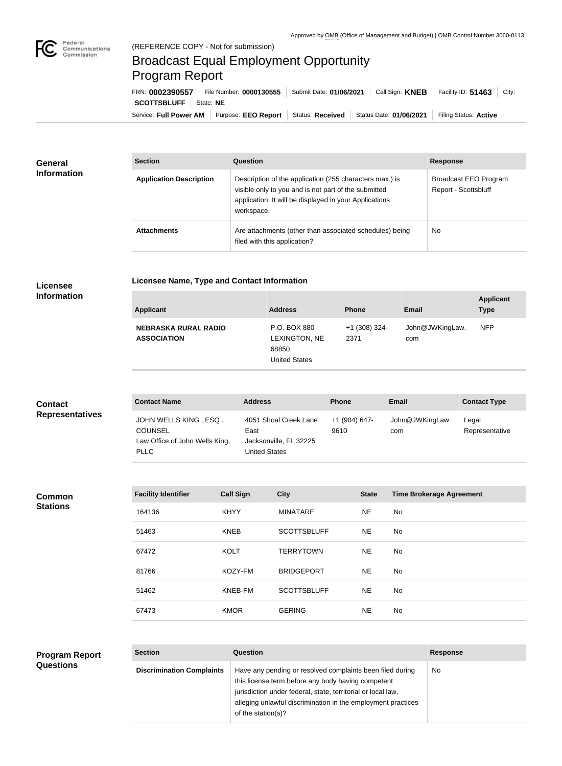Approved by OMB (Office of Management and Budget) | OMB Control Number 3060-0113

(REFERENCE COPY - Not for submission)

# Broadcast Equal Employment Opportunity Program Report

FRN: **0002390557** | File Number: **0000130555** | Submit Date: **01/06/2021** | Call Sign: **KNEB** | Facility ID: **51463** | City: **SCOTTSBLUFF** | State: **NE**

Service: **Full Power AM** | Purpose: **EEO Report** | Status: **Received** | Status Date: **01/06/2021** | Filing Status: **Active**

## General Information

| Section | Question | Response |
| --- | --- | --- |
| **Application Description** | Description of the application (255 characters max.) is visible only to you and is not part of the submitted application. It will be displayed in your Applications workspace. | Broadcast EEO Program Report - Scottsbluff |
| **Attachments** | Are attachments (other than associated schedules) being filed with this application? | No |

## Licensee Information

### Licensee Name, Type and Contact Information

| Applicant | Address | Phone | Email | Applicant Type |
| --- | --- | --- | --- | --- |
| **NEBRASKA RURAL RADIO ASSOCIATION** | P.O. BOX 880 LEXINGTON, NE 68850 United States | +1 (308) 324-2371 | John@JWKingLaw.com | NFP |

## Contact Representatives

| Contact Name | Address | Phone | Email | Contact Type |
| --- | --- | --- | --- | --- |
| JOHN WELLS KING , ESQ . COUNSEL Law Office of John Wells King, PLLC | 4051 Shoal Creek Lane East Jacksonville, FL 32225 United States | +1 (904) 647-9610 | John@JWKingLaw.com | Legal Representative |

## Common Stations

| Facility Identifier | Call Sign | City | State | Time Brokerage Agreement |
| --- | --- | --- | --- | --- |
| 164136 | KHYY | MINATARE | NE | No |
| 51463 | KNEB | SCOTTSBLUFF | NE | No |
| 67472 | KOLT | TERRYTOWN | NE | No |
| 81766 | KOZY-FM | BRIDGEPORT | NE | No |
| 51462 | KNEB-FM | SCOTTSBLUFF | NE | No |
| 67473 | KMOR | GERING | NE | No |

## Program Report Questions

| Section | Question | Response |
| --- | --- | --- |
| **Discrimination Complaints** | Have any pending or resolved complaints been filed during this license term before any body having competent jurisdiction under federal, state, territorial or local law, alleging unlawful discrimination in the employment practices of the station(s)? | No |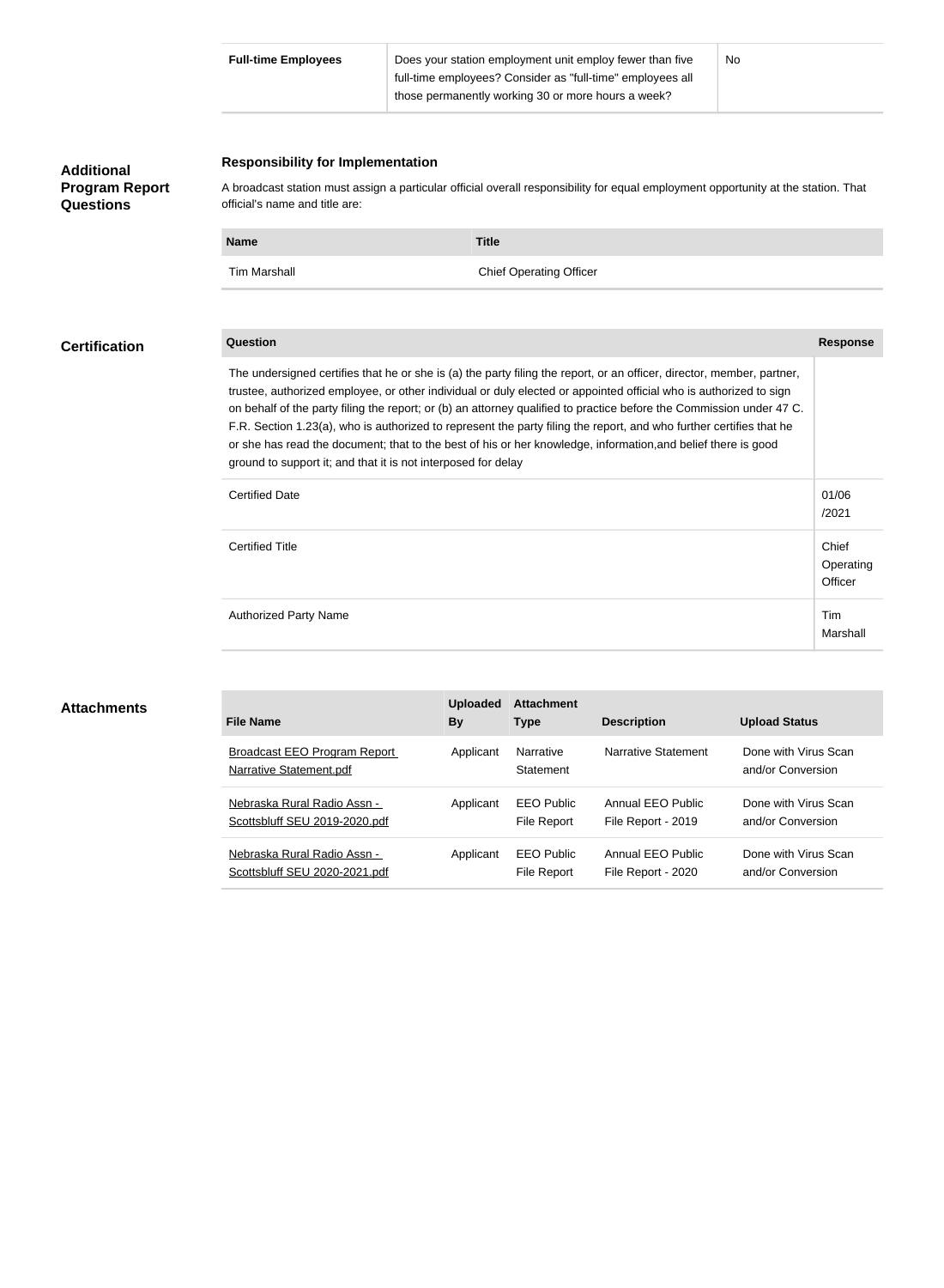| | | |
|---|---|---|
| **Full-time Employees** | Does your station employment unit employ fewer than five full-time employees? Consider as "full-time" employees all those permanently working 30 or more hours a week? | No |

## Additional Program Report Questions

**Responsibility for Implementation**

A broadcast station must assign a particular official overall responsibility for equal employment opportunity at the station. That official's name and title are:

| Name | Title |
|---|---|
| Tim Marshall | Chief Operating Officer |

## Certification

| Question | Response |
|---|---|
| The undersigned certifies that he or she is (a) the party filing the report, or an officer, director, member, partner, trustee, authorized employee, or other individual or duly elected or appointed official who is authorized to sign on behalf of the party filing the report; or (b) an attorney qualified to practice before the Commission under 47 C. F.R. Section 1.23(a), who is authorized to represent the party filing the report, and who further certifies that he or she has read the document; that to the best of his or her knowledge, information,and belief there is good ground to support it; and that it is not interposed for delay | |
| Certified Date | 01/06/2021 |
| Certified Title | Chief Operating Officer |
| Authorized Party Name | Tim Marshall |

## Attachments

| File Name | Uploaded By | Attachment Type | Description | Upload Status |
|---|---|---|---|---|
| Broadcast EEO Program Report Narrative Statement.pdf | Applicant | Narrative Statement | Narrative Statement | Done with Virus Scan and/or Conversion |
| Nebraska Rural Radio Assn - Scottsbluff SEU 2019-2020.pdf | Applicant | EEO Public File Report | Annual EEO Public File Report - 2019 | Done with Virus Scan and/or Conversion |
| Nebraska Rural Radio Assn - Scottsbluff SEU 2020-2021.pdf | Applicant | EEO Public File Report | Annual EEO Public File Report - 2020 | Done with Virus Scan and/or Conversion |